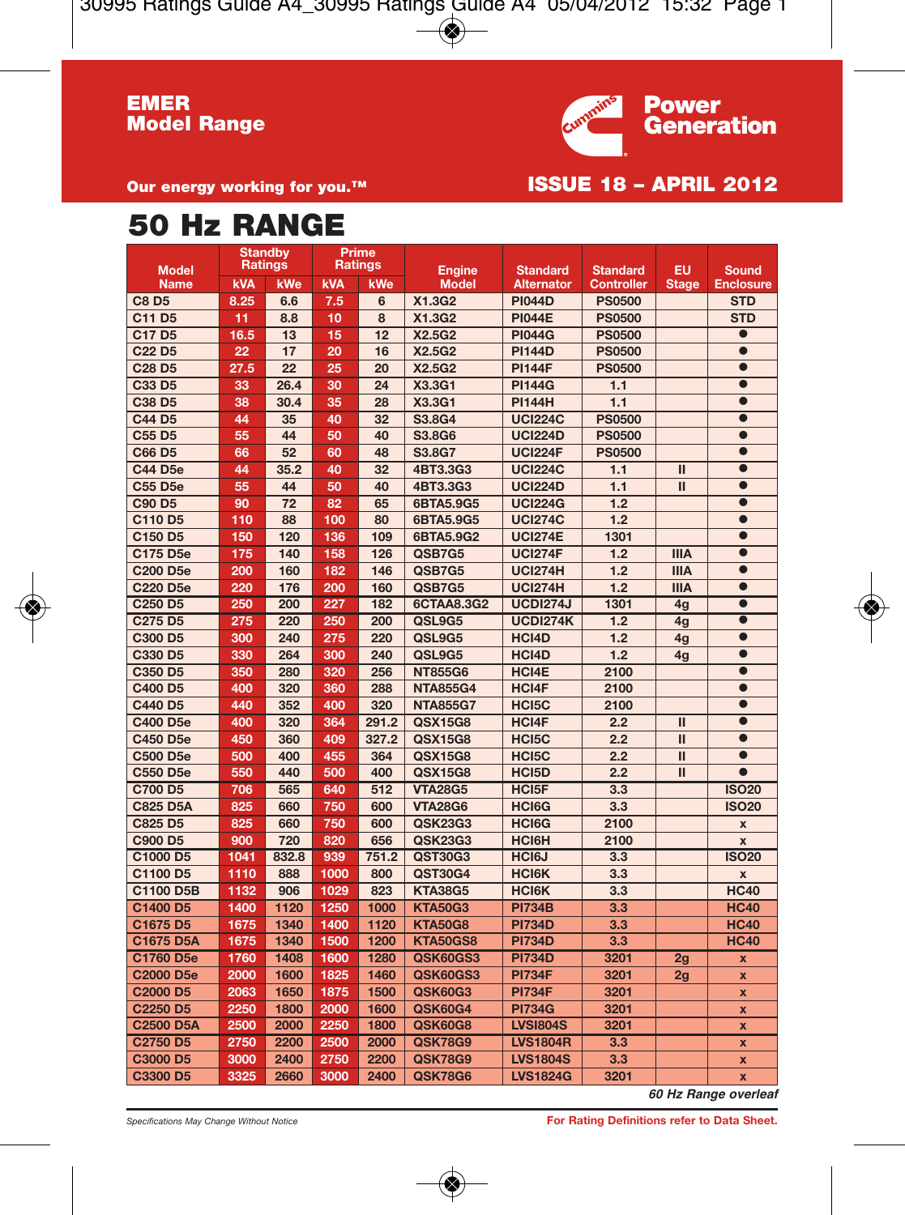**EMER**
**Model Range**

**Power Generation**

**Our energy working for you.™**

**ISSUE 18 – APRIL 2012**

# 50 Hz RANGE

| Model Name | Standby Ratings | | Prime Ratings | | Engine Model | Standard Alternator | Standard Controller | EU Stage | Sound Enclosure |
|---|---|---|---|---|---|---|---|---|---|
| | kVA | kWe | kVA | kWe | | | | | |
| C8 D5 | 8.25 | 6.6 | 7.5 | 6 | X1.3G2 | PI044D | PS0500 | | STD |
| C11 D5 | 11 | 8.8 | 10 | 8 | X1.3G2 | PI044E | PS0500 | | STD |
| C17 D5 | 16.5 | 13 | 15 | 12 | X2.5G2 | PI044G | PS0500 | | ● |
| C22 D5 | 22 | 17 | 20 | 16 | X2.5G2 | PI144D | PS0500 | | ● |
| C28 D5 | 27.5 | 22 | 25 | 20 | X2.5G2 | PI144F | PS0500 | | ● |
| C33 D5 | 33 | 26.4 | 30 | 24 | X3.3G1 | PI144G | 1.1 | | ● |
| C38 D5 | 38 | 30.4 | 35 | 28 | X3.3G1 | PI144H | 1.1 | | ● |
| C44 D5 | 44 | 35 | 40 | 32 | S3.8G4 | UCI224C | PS0500 | | ● |
| C55 D5 | 55 | 44 | 50 | 40 | S3.8G6 | UCI224D | PS0500 | | ● |
| C66 D5 | 66 | 52 | 60 | 48 | S3.8G7 | UCI224F | PS0500 | | ● |
| C44 D5e | 44 | 35.2 | 40 | 32 | 4BT3.3G3 | UCI224C | 1.1 | II | ● |
| C55 D5e | 55 | 44 | 50 | 40 | 4BT3.3G3 | UCI224D | 1.1 | II | ● |
| C90 D5 | 90 | 72 | 82 | 65 | 6BTA5.9G5 | UCI224G | 1.2 | | ● |
| C110 D5 | 110 | 88 | 100 | 80 | 6BTA5.9G5 | UCI274C | 1.2 | | ● |
| C150 D5 | 150 | 120 | 136 | 109 | 6BTA5.9G2 | UCI274E | 1301 | | ● |
| C175 D5e | 175 | 140 | 158 | 126 | QSB7G5 | UCI274F | 1.2 | IIIA | ● |
| C200 D5e | 200 | 160 | 182 | 146 | QSB7G5 | UCI274H | 1.2 | IIIA | ● |
| C220 D5e | 220 | 176 | 200 | 160 | QSB7G5 | UCI274H | 1.2 | IIIA | ● |
| C250 D5 | 250 | 200 | 227 | 182 | 6CTAA8.3G2 | UCDI274J | 1301 | 4g | ● |
| C275 D5 | 275 | 220 | 250 | 200 | QSL9G5 | UCDI274K | 1.2 | 4g | ● |
| C300 D5 | 300 | 240 | 275 | 220 | QSL9G5 | HCI4D | 1.2 | 4g | ● |
| C330 D5 | 330 | 264 | 300 | 240 | QSL9G5 | HCI4D | 1.2 | 4g | ● |
| C350 D5 | 350 | 280 | 320 | 256 | NT855G6 | HCI4E | 2100 | | ● |
| C400 D5 | 400 | 320 | 360 | 288 | NTA855G4 | HCI4F | 2100 | | ● |
| C440 D5 | 440 | 352 | 400 | 320 | NTA855G7 | HCI5C | 2100 | | ● |
| C400 D5e | 400 | 320 | 364 | 291.2 | QSX15G8 | HCI4F | 2.2 | II | ● |
| C450 D5e | 450 | 360 | 409 | 327.2 | QSX15G8 | HCI5C | 2.2 | II | ● |
| C500 D5e | 500 | 400 | 455 | 364 | QSX15G8 | HCI5C | 2.2 | II | ● |
| C550 D5e | 550 | 440 | 500 | 400 | QSX15G8 | HCI5D | 2.2 | II | ● |
| C700 D5 | 706 | 565 | 640 | 512 | VTA28G5 | HCI5F | 3.3 | | ISO20 |
| C825 D5A | 825 | 660 | 750 | 600 | VTA28G6 | HCI6G | 3.3 | | ISO20 |
| C825 D5 | 825 | 660 | 750 | 600 | QSK23G3 | HCI6G | 2100 | | x |
| C900 D5 | 900 | 720 | 820 | 656 | QSK23G3 | HCI6H | 2100 | | x |
| C1000 D5 | 1041 | 832.8 | 939 | 751.2 | QST30G3 | HCI6J | 3.3 | | ISO20 |
| C1100 D5 | 1110 | 888 | 1000 | 800 | QST30G4 | HCI6K | 3.3 | | x |
| C1100 D5B | 1132 | 906 | 1029 | 823 | KTA38G5 | HCI6K | 3.3 | | HC40 |
| C1400 D5 | 1400 | 1120 | 1250 | 1000 | KTA50G3 | PI734B | 3.3 | | HC40 |
| C1675 D5 | 1675 | 1340 | 1400 | 1120 | KTA50G8 | PI734D | 3.3 | | HC40 |
| C1675 D5A | 1675 | 1340 | 1500 | 1200 | KTA50GS8 | PI734D | 3.3 | | HC40 |
| C1760 D5e | 1760 | 1408 | 1600 | 1280 | QSK60GS3 | PI734D | 3201 | 2g | x |
| C2000 D5e | 2000 | 1600 | 1825 | 1460 | QSK60GS3 | PI734F | 3201 | 2g | x |
| C2000 D5 | 2063 | 1650 | 1875 | 1500 | QSK60G3 | PI734F | 3201 | | x |
| C2250 D5 | 2250 | 1800 | 2000 | 1600 | QSK60G4 | PI734G | 3201 | | x |
| C2500 D5A | 2500 | 2000 | 2250 | 1800 | QSK60G8 | LVSI804S | 3201 | | x |
| C2750 D5 | 2750 | 2200 | 2500 | 2000 | QSK78G9 | LVS1804R | 3.3 | | x |
| C3000 D5 | 3000 | 2400 | 2750 | 2200 | QSK78G9 | LVS1804S | 3.3 | | x |
| C3300 D5 | 3325 | 2660 | 3000 | 2400 | QSK78G6 | LVS1824G | 3201 | | x |

*60 Hz Range overleaf*

*Specifications May Change Without Notice*

**For Rating Definitions refer to Data Sheet.**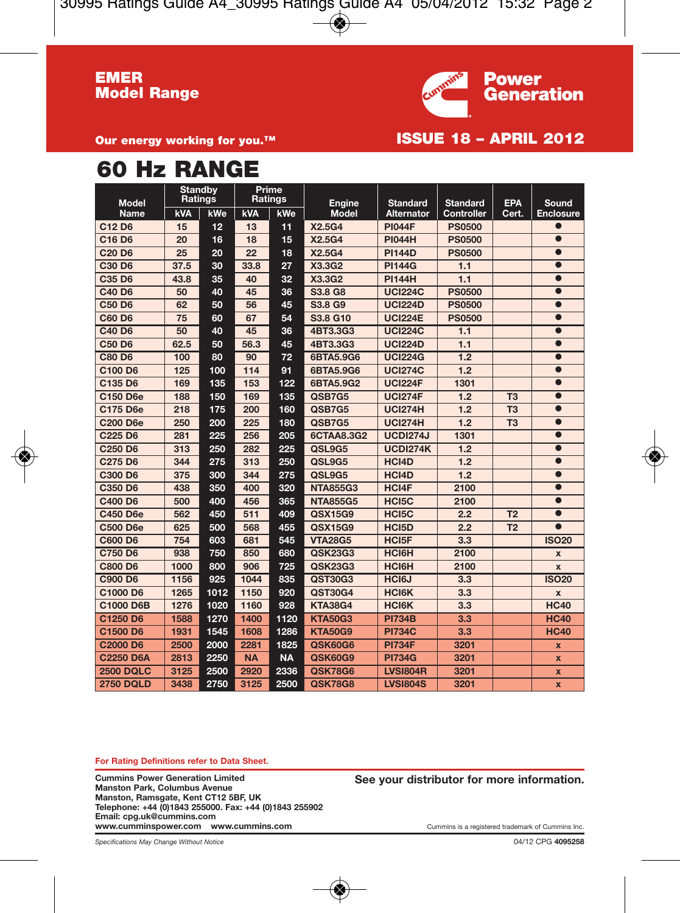**EMER**
**Model Range**

**Our energy working for you.™**

**Power Generation**

**ISSUE 18 – APRIL 2012**

# 60 Hz RANGE

| Model Name | Standby Ratings | | Prime Ratings | | Engine Model | Standard Alternator | Standard Controller | EPA Cert. | Sound Enclosure |
|---|---|---|---|---|---|---|---|---|---|
| | kVA | kWe | kVA | kWe | | | | | |
| C12 D6 | 15 | 12 | 13 | 11 | X2.5G4 | PI044F | PS0500 | | ● |
| C16 D6 | 20 | 16 | 18 | 15 | X2.5G4 | PI044H | PS0500 | | ● |
| C20 D6 | 25 | 20 | 22 | 18 | X2.5G4 | PI144D | PS0500 | | ● |
| C30 D6 | 37.5 | 30 | 33.8 | 27 | X3.3G2 | PI144G | 1.1 | | ● |
| C35 D6 | 43.8 | 35 | 40 | 32 | X3.3G2 | PI144H | 1.1 | | ● |
| C40 D6 | 50 | 40 | 45 | 36 | S3.8 G8 | UCI224C | PS0500 | | ● |
| C50 D6 | 62 | 50 | 56 | 45 | S3.8 G9 | UCI224D | PS0500 | | ● |
| C60 D6 | 75 | 60 | 67 | 54 | S3.8 G10 | UCI224E | PS0500 | | ● |
| C40 D6 | 50 | 40 | 45 | 36 | 4BT3.3G3 | UCI224C | 1.1 | | ● |
| C50 D6 | 62.5 | 50 | 56.3 | 45 | 4BT3.3G3 | UCI224D | 1.1 | | ● |
| C80 D6 | 100 | 80 | 90 | 72 | 6BTA5.9G6 | UCI224G | 1.2 | | ● |
| C100 D6 | 125 | 100 | 114 | 91 | 6BTA5.9G6 | UCI274C | 1.2 | | ● |
| C135 D6 | 169 | 135 | 153 | 122 | 6BTA5.9G2 | UCI224F | 1301 | | ● |
| C150 D6e | 188 | 150 | 169 | 135 | QSB7G5 | UCI274F | 1.2 | T3 | ● |
| C175 D6e | 218 | 175 | 200 | 160 | QSB7G5 | UCI274H | 1.2 | T3 | ● |
| C200 D6e | 250 | 200 | 225 | 180 | QSB7G5 | UCI274H | 1.2 | T3 | ● |
| C225 D6 | 281 | 225 | 256 | 205 | 6CTAA8.3G2 | UCDI274J | 1301 | | ● |
| C250 D6 | 313 | 250 | 282 | 225 | QSL9G5 | UCDI274K | 1.2 | | ● |
| C275 D6 | 344 | 275 | 313 | 250 | QSL9G5 | HCI4D | 1.2 | | ● |
| C300 D6 | 375 | 300 | 344 | 275 | QSL9G5 | HCI4D | 1.2 | | ● |
| C350 D6 | 438 | 350 | 400 | 320 | NTA855G3 | HCI4F | 2100 | | ● |
| C400 D6 | 500 | 400 | 456 | 365 | NTA855G5 | HCI5C | 2100 | | ● |
| C450 D6e | 562 | 450 | 511 | 409 | QSX15G9 | HCI5C | 2.2 | T2 | ● |
| C500 D6e | 625 | 500 | 568 | 455 | QSX15G9 | HCI5D | 2.2 | T2 | ● |
| C600 D6 | 754 | 603 | 681 | 545 | VTA28G5 | HCI5F | 3.3 | | ISO20 |
| C750 D6 | 938 | 750 | 850 | 680 | QSK23G3 | HCI6H | 2100 | | x |
| C800 D6 | 1000 | 800 | 906 | 725 | QSK23G3 | HCI6H | 2100 | | x |
| C900 D6 | 1156 | 925 | 1044 | 835 | QST30G3 | HCI6J | 3.3 | | ISO20 |
| C1000 D6 | 1265 | 1012 | 1150 | 920 | QST30G4 | HCI6K | 3.3 | | x |
| C1000 D6B | 1276 | 1020 | 1160 | 928 | KTA38G4 | HCI6K | 3.3 | | HC40 |
| C1250 D6 | 1588 | 1270 | 1400 | 1120 | KTA50G3 | PI734B | 3.3 | | HC40 |
| C1500 D6 | 1931 | 1545 | 1608 | 1286 | KTA50G9 | PI734C | 3.3 | | HC40 |
| C2000 D6 | 2500 | 2000 | 2281 | 1825 | QSK60G6 | PI734F | 3201 | | x |
| C2250 D6A | 2813 | 2250 | NA | NA | QSK60G9 | PI734G | 3201 | | x |
| 2500 DQLC | 3125 | 2500 | 2920 | 2336 | QSK78G6 | LVSI804R | 3201 | | x |
| 2750 DQLD | 3438 | 2750 | 3125 | 2500 | QSK78G8 | LVSI804S | 3201 | | x |

**For Rating Definitions refer to Data Sheet.**

**Cummins Power Generation Limited**
**Manston Park, Columbus Avenue**
**Manston, Ramsgate, Kent CT12 5BF, UK**
**Telephone: +44 (0)1843 255000. Fax: +44 (0)1843 255902**
**Email: cpg.uk@cummins.com**
**www.cumminspower.com www.cummins.com**

**See your distributor for more information.**

Cummins is a registered trademark of Cummins Inc.

*Specifications May Change Without Notice*

04/12 CPG **4095258**